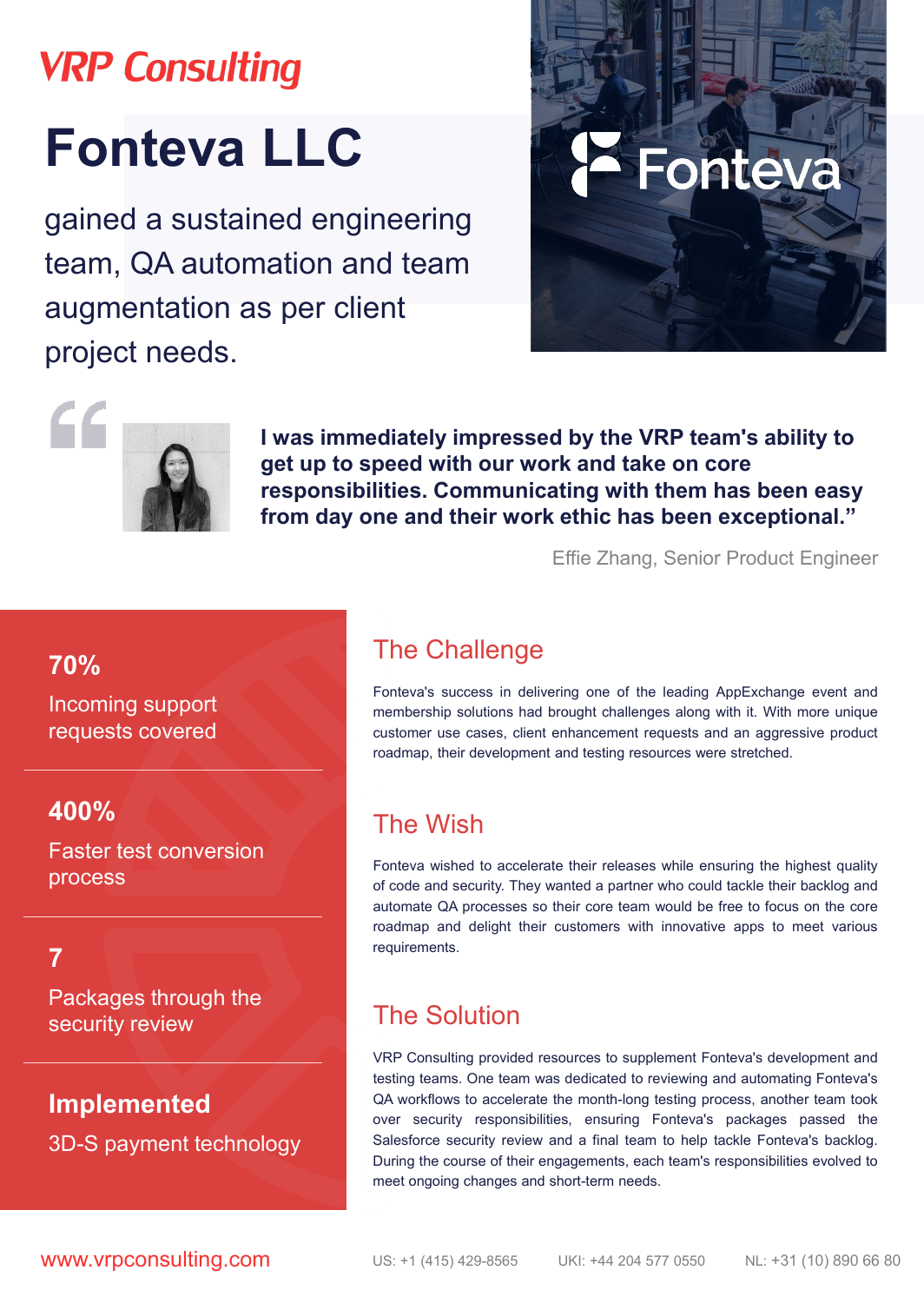VRP Consulting

# Fonteva LLC

gained a sustained engineering team, QA automation and team augmentation as per client project needs.

> **I was immediately impressed by the VRP team's ability to get up to speed with our work and take on core responsibilities. Communicating with them has been easy from day one and their work ethic has been exceptional."**

Effie Zhang, Senior Product Engineer

**70%**
Incoming support requests covered

**400%**
Faster test conversion process

**7**
Packages through the security review

**Implemented**
3D-S payment technology

## The Challenge

Fonteva's success in delivering one of the leading AppExchange event and membership solutions had brought challenges along with it. With more unique customer use cases, client enhancement requests and an aggressive product roadmap, their development and testing resources were stretched.

## The Wish

Fonteva wished to accelerate their releases while ensuring the highest quality of code and security. They wanted a partner who could tackle their backlog and automate QA processes so their core team would be free to focus on the core roadmap and delight their customers with innovative apps to meet various requirements.

## The Solution

VRP Consulting provided resources to supplement Fonteva's development and testing teams. One team was dedicated to reviewing and automating Fonteva's QA workflows to accelerate the month-long testing process, another team took over security responsibilities, ensuring Fonteva's packages passed the Salesforce security review and a final team to help tackle Fonteva's backlog. During the course of their engagements, each team's responsibilities evolved to meet ongoing changes and short-term needs.

www.vrpconsulting.com US: +1 (415) 429-8565 UKI: +44 204 577 0550 NL: +31 (10) 890 66 80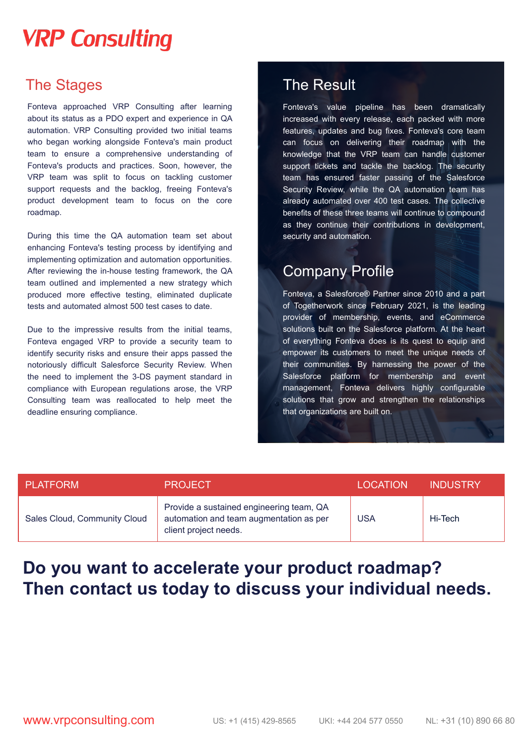# VRP Consulting

## The Stages

Fonteva approached VRP Consulting after learning about its status as a PDO expert and experience in QA automation. VRP Consulting provided two initial teams who began working alongside Fonteva's main product team to ensure a comprehensive understanding of Fonteva's products and practices. Soon, however, the VRP team was split to focus on tackling customer support requests and the backlog, freeing Fonteva's product development team to focus on the core roadmap.

During this time the QA automation team set about enhancing Fonteva's testing process by identifying and implementing optimization and automation opportunities. After reviewing the in-house testing framework, the QA team outlined and implemented a new strategy which produced more effective testing, eliminated duplicate tests and automated almost 500 test cases to date.

Due to the impressive results from the initial teams, Fonteva engaged VRP to provide a security team to identify security risks and ensure their apps passed the notoriously difficult Salesforce Security Review. When the need to implement the 3-DS payment standard in compliance with European regulations arose, the VRP Consulting team was reallocated to help meet the deadline ensuring compliance.

## The Result

Fonteva's value pipeline has been dramatically increased with every release, each packed with more features, updates and bug fixes. Fonteva's core team can focus on delivering their roadmap with the knowledge that the VRP team can handle customer support tickets and tackle the backlog. The security team has ensured faster passing of the Salesforce Security Review, while the QA automation team has already automated over 400 test cases. The collective benefits of these three teams will continue to compound as they continue their contributions in development, security and automation.

## Company Profile

Fonteva, a Salesforce® Partner since 2010 and a part of Togetherwork since February 2021, is the leading provider of membership, events, and eCommerce solutions built on the Salesforce platform. At the heart of everything Fonteva does is its quest to equip and empower its customers to meet the unique needs of their communities. By harnessing the power of the Salesforce platform for membership and event management, Fonteva delivers highly configurable solutions that grow and strengthen the relationships that organizations are built on.

| PLATFORM | PROJECT | LOCATION | INDUSTRY |
|---|---|---|---|
| Sales Cloud, Community Cloud | Provide a sustained engineering team, QA automation and team augmentation as per client project needs. | USA | Hi-Tech |

**Do you want to accelerate your product roadmap? Then contact us today to discuss your individual needs.**

www.vrpconsulting.com US: +1 (415) 429-8565 UKI: +44 204 577 0550 NL: +31 (10) 890 66 80